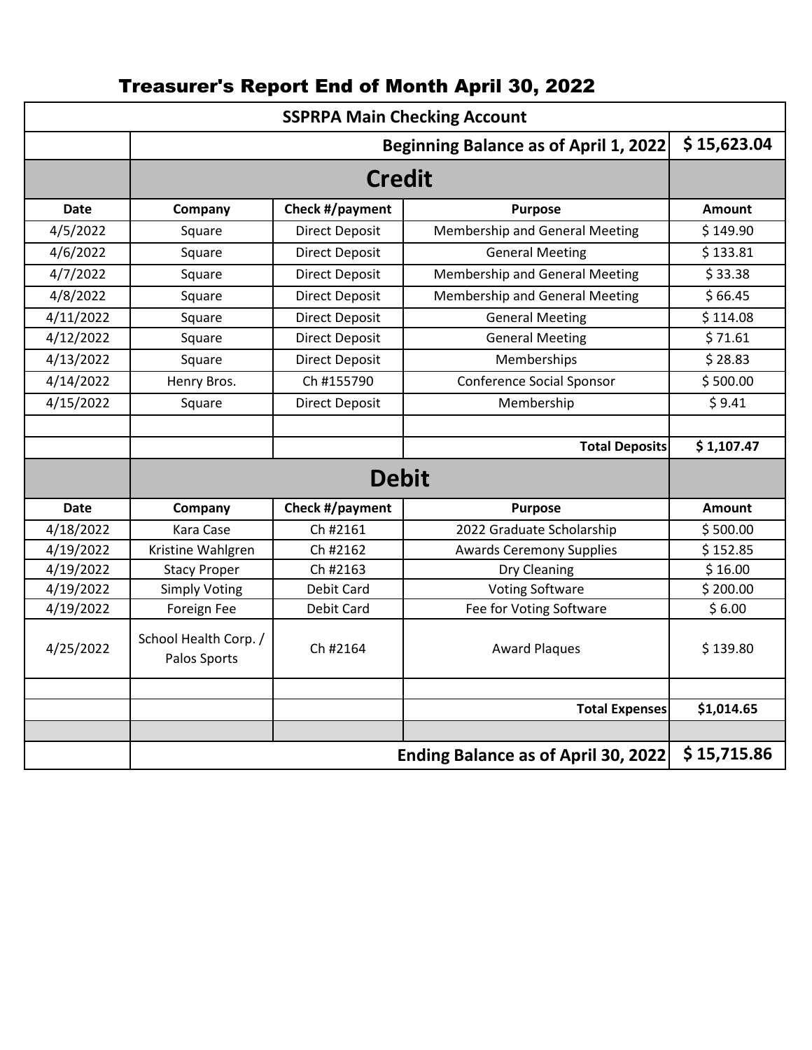# Treasurer's Report End of Month April 30, 2022

| SSPRPA Main Checking Account | | | | |
|---|---|---|---|---|
| | | | **Beginning Balance as of April 1, 2022** | **$ 15,623.04** |
| | **Credit** | | | |
| **Date** | **Company** | **Check #/payment** | **Purpose** | **Amount** |
| 4/5/2022 | Square | Direct Deposit | Membership and General Meeting | $ 149.90 |
| 4/6/2022 | Square | Direct Deposit | General Meeting | $ 133.81 |
| 4/7/2022 | Square | Direct Deposit | Membership and General Meeting | $ 33.38 |
| 4/8/2022 | Square | Direct Deposit | Membership and General Meeting | $ 66.45 |
| 4/11/2022 | Square | Direct Deposit | General Meeting | $ 114.08 |
| 4/12/2022 | Square | Direct Deposit | General Meeting | $ 71.61 |
| 4/13/2022 | Square | Direct Deposit | Memberships | $ 28.83 |
| 4/14/2022 | Henry Bros. | Ch #155790 | Conference Social Sponsor | $ 500.00 |
| 4/15/2022 | Square | Direct Deposit | Membership | $ 9.41 |
| | | | | |
| | | | **Total Deposits** | **$ 1,107.47** |
| | **Debit** | | | |
| **Date** | **Company** | **Check #/payment** | **Purpose** | **Amount** |
| 4/18/2022 | Kara Case | Ch #2161 | 2022 Graduate Scholarship | $ 500.00 |
| 4/19/2022 | Kristine Wahlgren | Ch #2162 | Awards Ceremony Supplies | $ 152.85 |
| 4/19/2022 | Stacy Proper | Ch #2163 | Dry Cleaning | $ 16.00 |
| 4/19/2022 | Simply Voting | Debit Card | Voting Software | $ 200.00 |
| 4/19/2022 | Foreign Fee | Debit Card | Fee for Voting Software | $ 6.00 |
| 4/25/2022 | School Health Corp. / Palos Sports | Ch #2164 | Award Plaques | $ 139.80 |
| | | | | |
| | | | **Total Expenses** | **$1,014.65** |
| | | | | |
| | | | **Ending Balance as of April 30, 2022** | **$ 15,715.86** |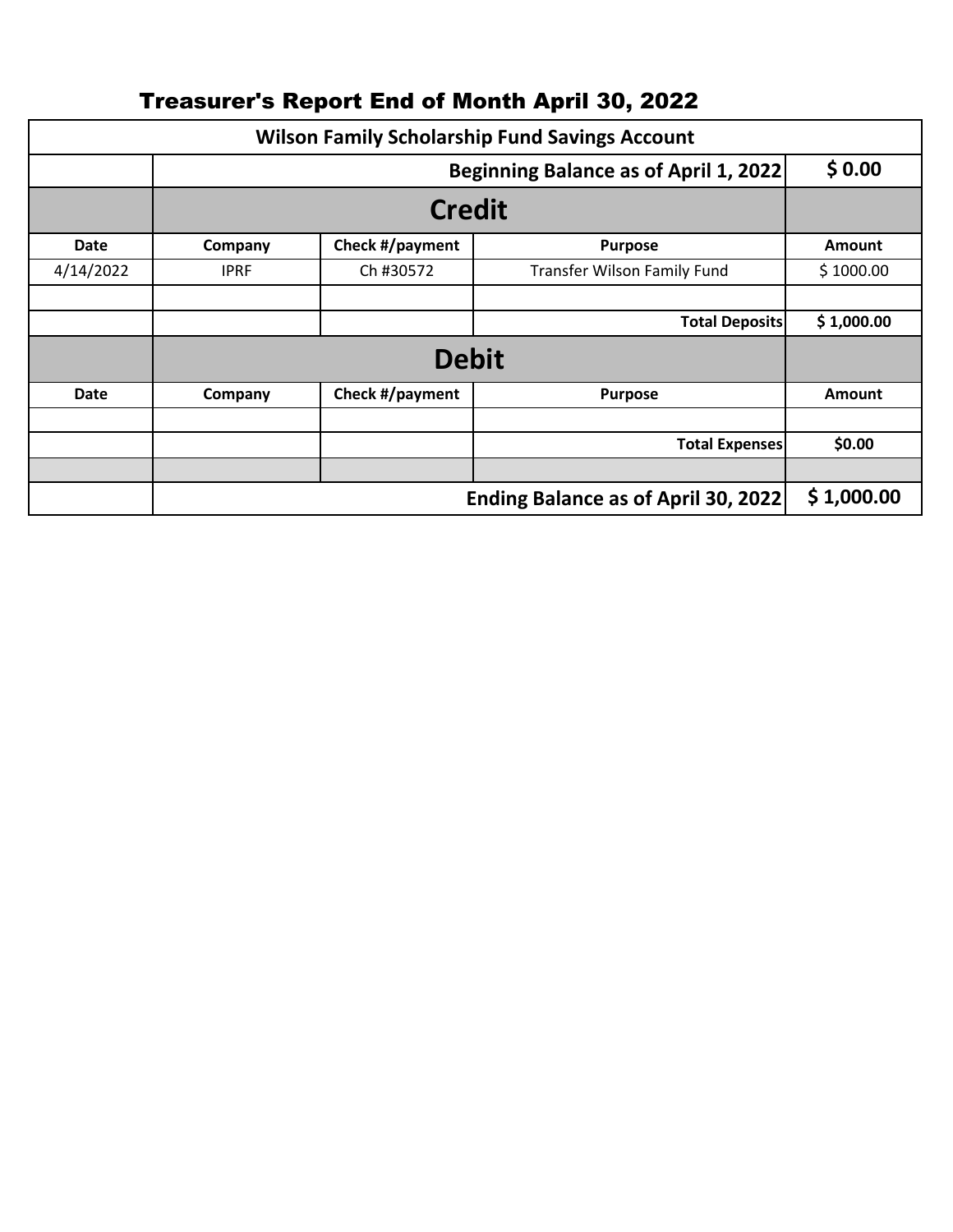# Treasurer's Report End of Month April 30, 2022

| Wilson Family Scholarship Fund Savings Account | | | | |
|---|---|---|---|---|
| | Beginning Balance as of April 1, 2022 | | | $ 0.00 |
| | **Credit** | | | |
| **Date** | **Company** | **Check #/payment** | **Purpose** | **Amount** |
| 4/14/2022 | IPRF | Ch #30572 | Transfer Wilson Family Fund | $ 1000.00 |
| | | | | |
| | | | **Total Deposits** | **$ 1,000.00** |
| | **Debit** | | | |
| **Date** | **Company** | **Check #/payment** | **Purpose** | **Amount** |
| | | | | |
| | | | **Total Expenses** | **$0.00** |
| | | | | |
| | **Ending Balance as of April 30, 2022** | | | **$ 1,000.00** |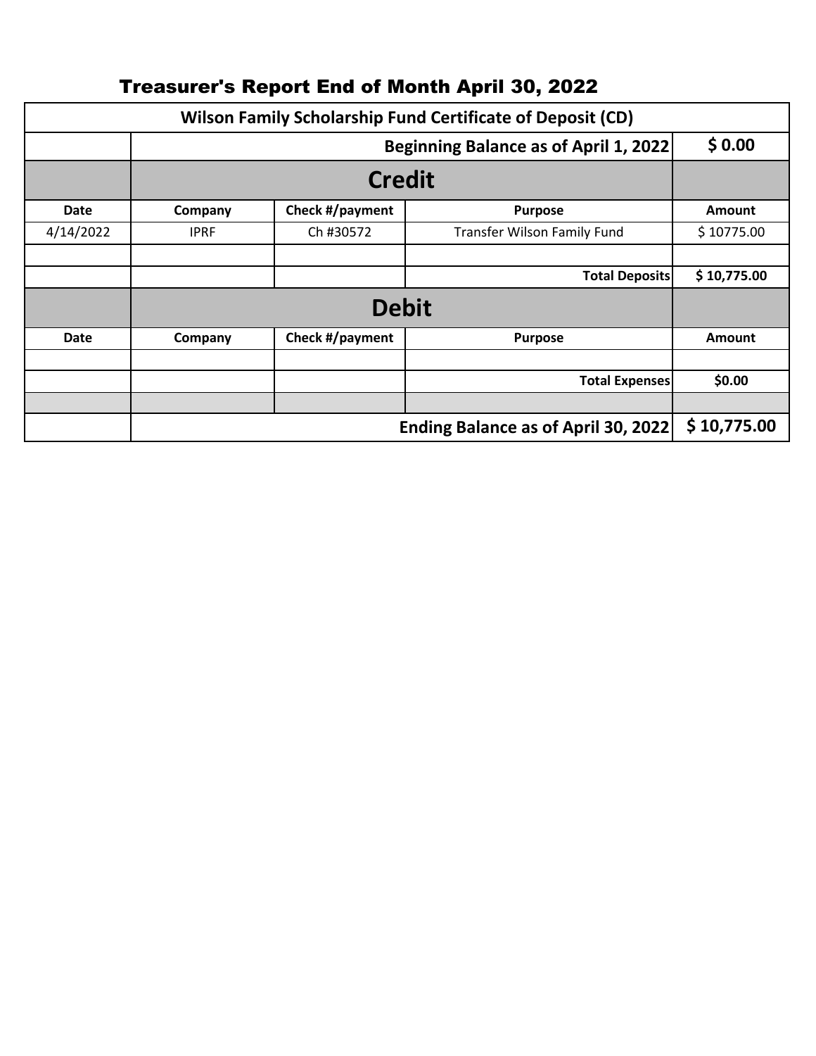# Treasurer's Report End of Month April 30, 2022

| Wilson Family Scholarship Fund Certificate of Deposit (CD) | | | | |
|---|---|---|---|---|
| | Beginning Balance as of April 1, 2022 | | | $ 0.00 |
| | **Credit** | | | |
| **Date** | **Company** | **Check #/payment** | **Purpose** | **Amount** |
| 4/14/2022 | IPRF | Ch #30572 | Transfer Wilson Family Fund | $ 10775.00 |
| | | | | |
| | | | **Total Deposits** | **$ 10,775.00** |
| | **Debit** | | | |
| **Date** | **Company** | **Check #/payment** | **Purpose** | **Amount** |
| | | | | |
| | | | **Total Expenses** | **$0.00** |
| | | | | |
| | **Ending Balance as of April 30, 2022** | | | **$ 10,775.00** |